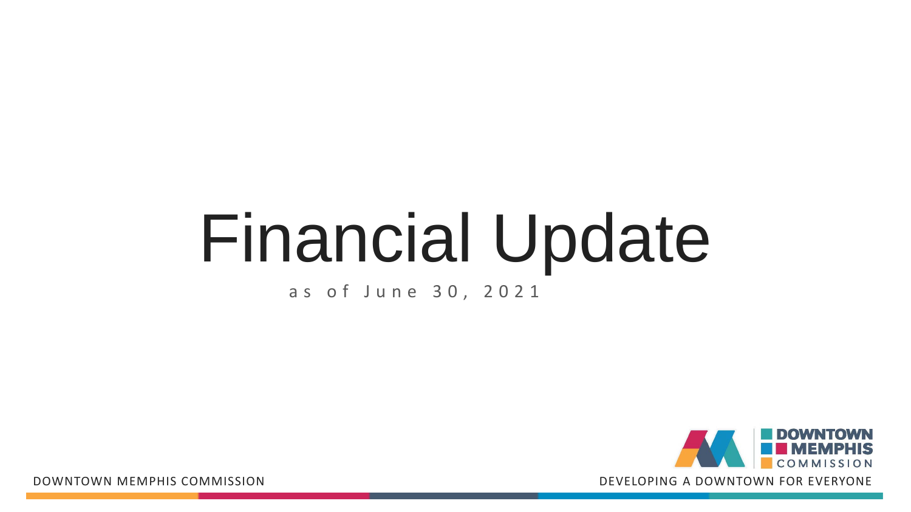# Financial Update

as of June 30, 2021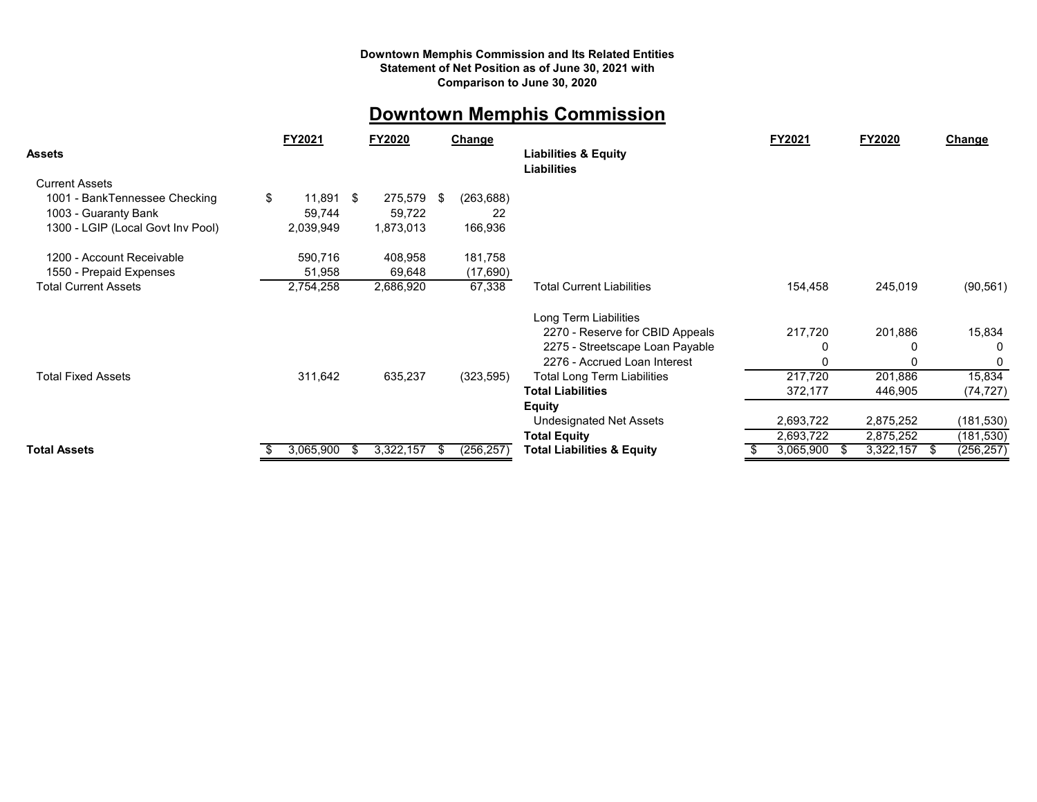**Downtown Memphis Commission and Its Related Entities**
**Statement of Net Position as of June 30, 2021 with**
**Comparison to June 30, 2020**

# Downtown Memphis Commission

| | FY2021 | FY2020 | Change |
|---|---|---|---|
| **Assets** | | | |
| Current Assets | | | |
| 1001 - BankTennessee Checking | $ 11,891 | $ 275,579 | $ (263,688) |
| 1003 - Guaranty Bank | 59,744 | 59,722 | 22 |
| 1300 - LGIP (Local Govt Inv Pool) | 2,039,949 | 1,873,013 | 166,936 |
| 1200 - Account Receivable | 590,716 | 408,958 | 181,758 |
| 1550 - Prepaid Expenses | 51,958 | 69,648 | (17,690) |
| Total Current Assets | 2,754,258 | 2,686,920 | 67,338 |
| Total Fixed Assets | 311,642 | 635,237 | (323,595) |
| **Total Assets** | $ 3,065,900 | $ 3,322,157 | $ (256,257) |

| | FY2021 | FY2020 | Change |
|---|---|---|---|
| **Liabilities & Equity** | | | |
| **Liabilities** | | | |
| Total Current Liabilities | 154,458 | 245,019 | (90,561) |
| Long Term Liabilities | | | |
| 2270 - Reserve for CBID Appeals | 217,720 | 201,886 | 15,834 |
| 2275 - Streetscape Loan Payable | 0 | 0 | 0 |
| 2276 - Accrued Loan Interest | 0 | 0 | 0 |
| Total Long Term Liabilities | 217,720 | 201,886 | 15,834 |
| **Total Liabilities** | 372,177 | 446,905 | (74,727) |
| **Equity** | | | |
| Undesignated Net Assets | 2,693,722 | 2,875,252 | (181,530) |
| **Total Equity** | 2,693,722 | 2,875,252 | (181,530) |
| **Total Liabilities & Equity** | $ 3,065,900 | $ 3,322,157 | $ (256,257) |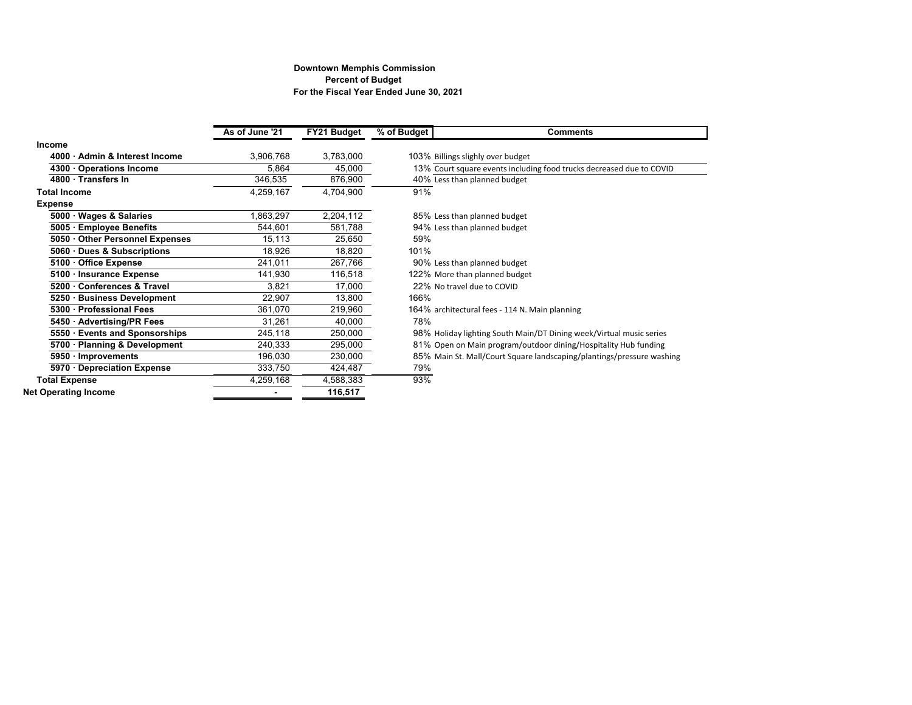**Downtown Memphis Commission**
**Percent of Budget**
**For the Fiscal Year Ended June 30, 2021**

| | As of June '21 | FY21 Budget | % of Budget | Comments |
|---|---|---|---|---|
| **Income** | | | | |
| **4000 · Admin & Interest Income** | 3,906,768 | 3,783,000 | 103% | Billings slighly over budget |
| **4300 · Operations Income** | 5,864 | 45,000 | 13% | Court square events including food trucks decreased due to COVID |
| **4800 · Transfers In** | 346,535 | 876,900 | 40% | Less than planned budget |
| **Total Income** | 4,259,167 | 4,704,900 | 91% | |
| **Expense** | | | | |
| **5000 · Wages & Salaries** | 1,863,297 | 2,204,112 | 85% | Less than planned budget |
| **5005 · Employee Benefits** | 544,601 | 581,788 | 94% | Less than planned budget |
| **5050 · Other Personnel Expenses** | 15,113 | 25,650 | 59% | |
| **5060 · Dues & Subscriptions** | 18,926 | 18,820 | 101% | |
| **5100 · Office Expense** | 241,011 | 267,766 | 90% | Less than planned budget |
| **5100 · Insurance Expense** | 141,930 | 116,518 | 122% | More than planned budget |
| **5200 · Conferences & Travel** | 3,821 | 17,000 | 22% | No travel due to COVID |
| **5250 · Business Development** | 22,907 | 13,800 | 166% | |
| **5300 · Professional Fees** | 361,070 | 219,960 | 164% | architectural fees - 114 N. Main planning |
| **5450 · Advertising/PR Fees** | 31,261 | 40,000 | 78% | |
| **5550 · Events and Sponsorships** | 245,118 | 250,000 | 98% | Holiday lighting South Main/DT Dining week/Virtual music series |
| **5700 · Planning & Development** | 240,333 | 295,000 | 81% | Open on Main program/outdoor dining/Hospitality Hub funding |
| **5950 · Improvements** | 196,030 | 230,000 | 85% | Main St. Mall/Court Square landscaping/plantings/pressure washing |
| **5970 · Depreciation Expense** | 333,750 | 424,487 | 79% | |
| **Total Expense** | 4,259,168 | 4,588,383 | 93% | |
| **Net Operating Income** | - | 116,517 | | |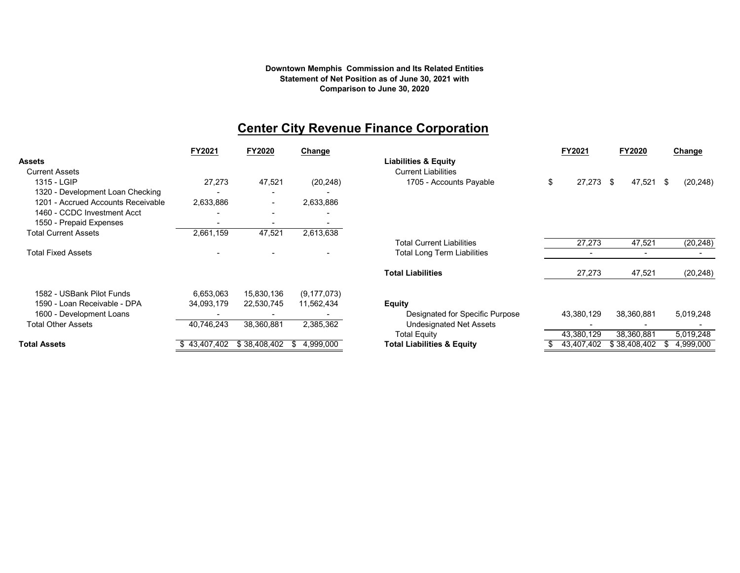**Downtown Memphis Commission and Its Related Entities**
**Statement of Net Position as of June 30, 2021 with**
**Comparison to June 30, 2020**

## Center City Revenue Finance Corporation

| | FY2021 | FY2020 | Change |
|---|---|---|---|
| **Assets** | | | |
| Current Assets | | | |
| 1315 - LGIP | 27,273 | 47,521 | (20,248) |
| 1320 - Development Loan Checking | - | - | - |
| 1201 - Accrued Accounts Receivable | 2,633,886 | - | 2,633,886 |
| 1460 - CCDC Investment Acct | - | - | - |
| 1550 - Prepaid Expenses | - | - | - |
| Total Current Assets | 2,661,159 | 47,521 | 2,613,638 |
| Total Fixed Assets | - | - | - |
| 1582 - USBank Pilot Funds | 6,653,063 | 15,830,136 | (9,177,073) |
| 1590 - Loan Receivable - DPA | 34,093,179 | 22,530,745 | 11,562,434 |
| 1600 - Development Loans | - | - | - |
| Total Other Assets | 40,746,243 | 38,360,881 | 2,385,362 |
| **Total Assets** | $ 43,407,402 | $ 38,408,402 | $ 4,999,000 |

| | FY2021 | FY2020 | Change |
|---|---|---|---|
| **Liabilities & Equity** | | | |
| Current Liabilities | | | |
| 1705 - Accounts Payable | $ 27,273 | $ 47,521 | $ (20,248) |
| Total Current Liabilities | 27,273 | 47,521 | (20,248) |
| Total Long Term Liabilities | - | - | - |
| **Total Liabilities** | 27,273 | 47,521 | (20,248) |
| **Equity** | | | |
| Designated for Specific Purpose | 43,380,129 | 38,360,881 | 5,019,248 |
| Undesignated Net Assets | - | - | - |
| Total Equity | 43,380,129 | 38,360,881 | 5,019,248 |
| **Total Liabilities & Equity** | $ 43,407,402 | $ 38,408,402 | $ 4,999,000 |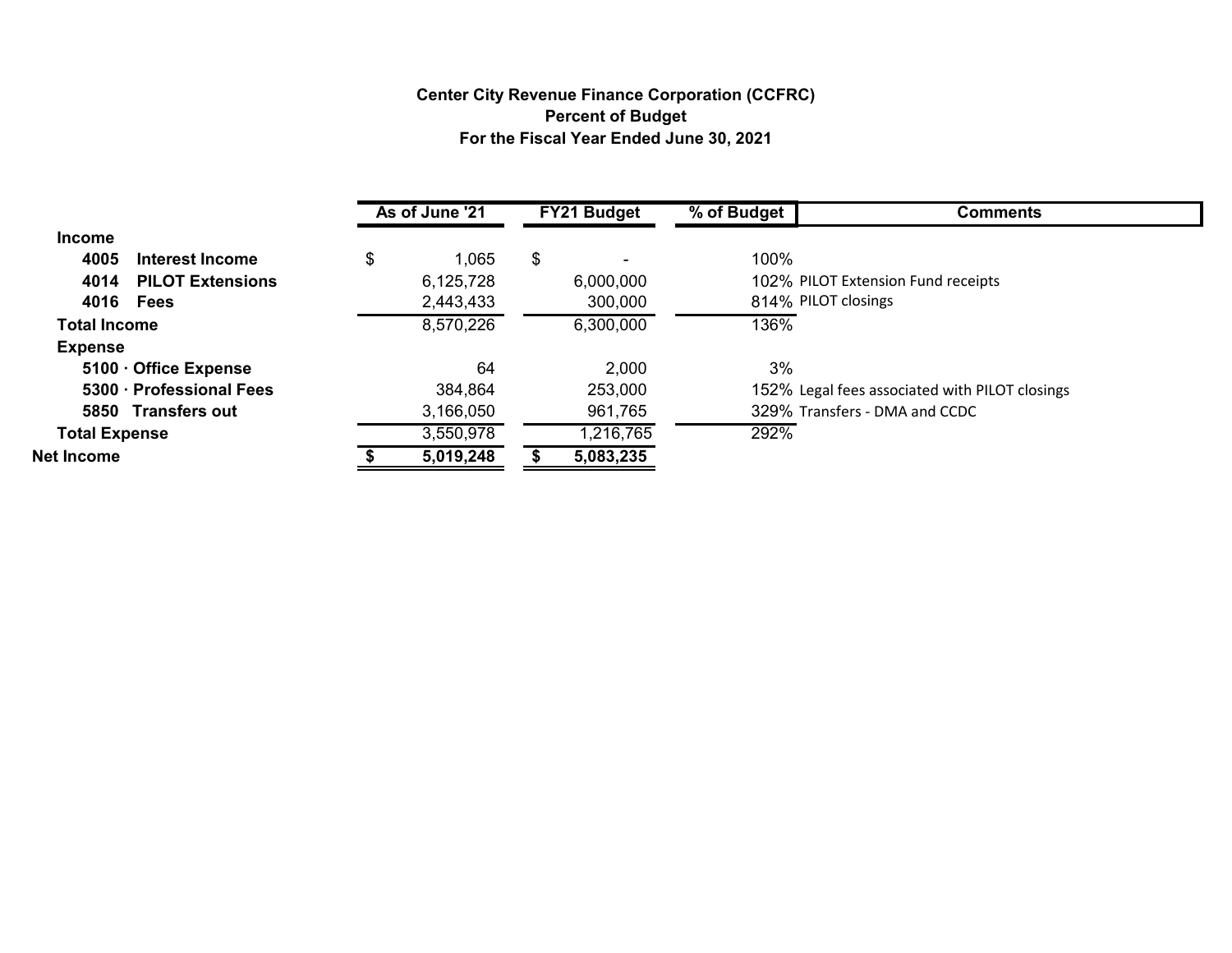**Center City Revenue Finance Corporation (CCFRC)**
**Percent of Budget**
**For the Fiscal Year Ended June 30, 2021**

| | As of June '21 | FY21 Budget | % of Budget | Comments |
|---|---|---|---|---|
| **Income** | | | | |
| **4005 Interest Income** | $ 1,065 | $ - | 100% | |
| **4014 PILOT Extensions** | 6,125,728 | 6,000,000 | 102% | PILOT Extension Fund receipts |
| **4016 Fees** | 2,443,433 | 300,000 | 814% | PILOT closings |
| **Total Income** | 8,570,226 | 6,300,000 | 136% | |
| **Expense** | | | | |
| **5100 · Office Expense** | 64 | 2,000 | 3% | |
| **5300 · Professional Fees** | 384,864 | 253,000 | 152% | Legal fees associated with PILOT closings |
| **5850 Transfers out** | 3,166,050 | 961,765 | 329% | Transfers - DMA and CCDC |
| **Total Expense** | 3,550,978 | 1,216,765 | 292% | |
| **Net Income** | **$ 5,019,248** | **$ 5,083,235** | | |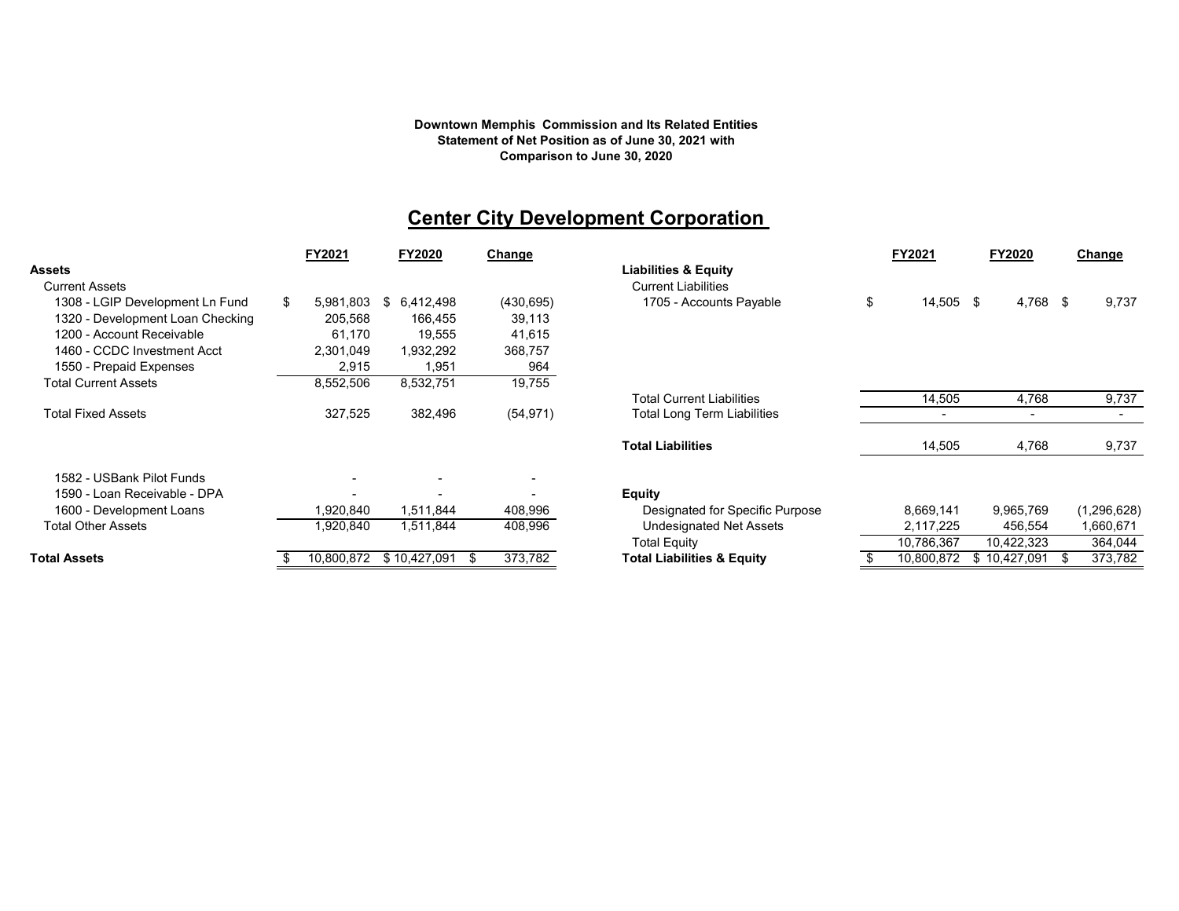**Downtown Memphis Commission and Its Related Entities**
**Statement of Net Position as of June 30, 2021 with**
**Comparison to June 30, 2020**

# Center City Development Corporation

| | FY2021 | FY2020 | Change |
|---|---|---|---|
| **Assets** | | | |
| Current Assets | | | |
| 1308 - LGIP Development Ln Fund | $ 5,981,803 | $ 6,412,498 | (430,695) |
| 1320 - Development Loan Checking | 205,568 | 166,455 | 39,113 |
| 1200 - Account Receivable | 61,170 | 19,555 | 41,615 |
| 1460 - CCDC Investment Acct | 2,301,049 | 1,932,292 | 368,757 |
| 1550 - Prepaid Expenses | 2,915 | 1,951 | 964 |
| Total Current Assets | 8,552,506 | 8,532,751 | 19,755 |
| Total Fixed Assets | 327,525 | 382,496 | (54,971) |
| 1582 - USBank Pilot Funds | - | - | - |
| 1590 - Loan Receivable - DPA | - | - | - |
| 1600 - Development Loans | 1,920,840 | 1,511,844 | 408,996 |
| Total Other Assets | 1,920,840 | 1,511,844 | 408,996 |
| **Total Assets** | $ 10,800,872 | $ 10,427,091 | $ 373,782 |

| | FY2021 | FY2020 | Change |
|---|---|---|---|
| **Liabilities & Equity** | | | |
| Current Liabilities | | | |
| 1705 - Accounts Payable | $ 14,505 | $ 4,768 | $ 9,737 |
| Total Current Liabilities | 14,505 | 4,768 | 9,737 |
| Total Long Term Liabilities | - | - | - |
| **Total Liabilities** | 14,505 | 4,768 | 9,737 |
| **Equity** | | | |
| Designated for Specific Purpose | 8,669,141 | 9,965,769 | (1,296,628) |
| Undesignated Net Assets | 2,117,225 | 456,554 | 1,660,671 |
| Total Equity | 10,786,367 | 10,422,323 | 364,044 |
| **Total Liabilities & Equity** | $ 10,800,872 | $ 10,427,091 | $ 373,782 |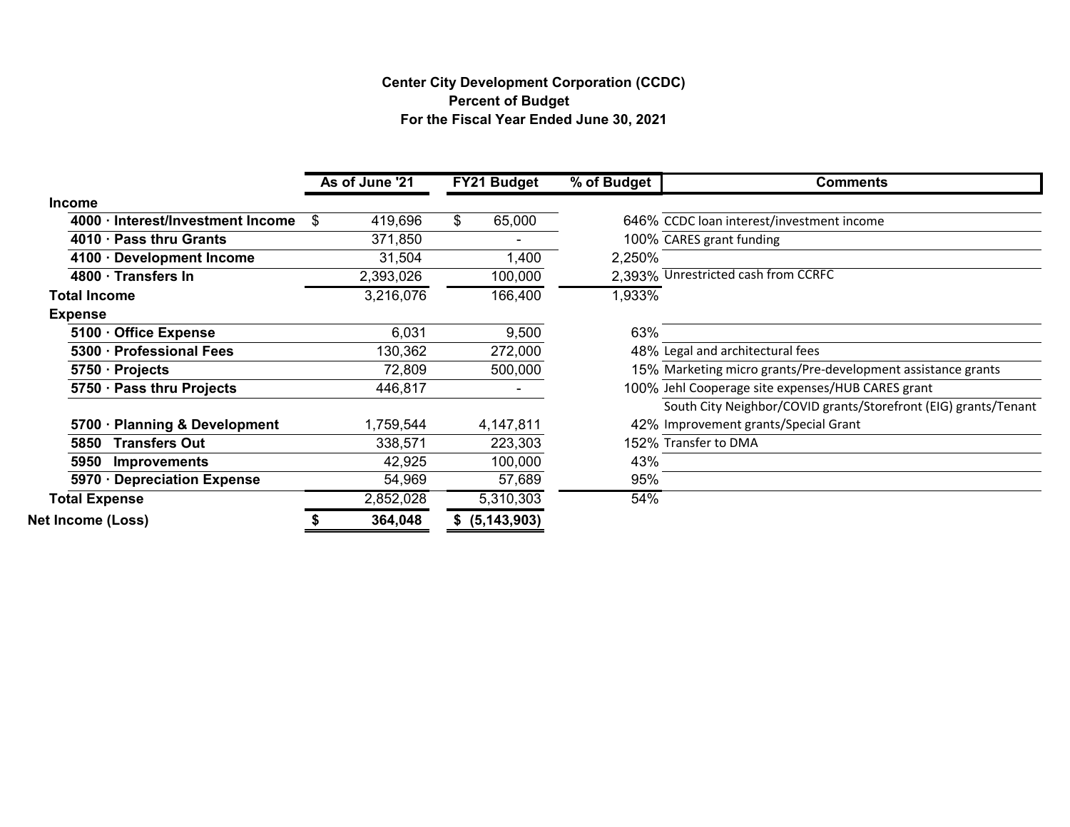**Center City Development Corporation (CCDC)**
**Percent of Budget**
**For the Fiscal Year Ended June 30, 2021**

| | As of June '21 | FY21 Budget | % of Budget | Comments |
|---|---|---|---|---|
| **Income** | | | | |
| **4000 · Interest/Investment Income** | $ 419,696 | $ 65,000 | 646% | CCDC loan interest/investment income |
| **4010 · Pass thru Grants** | 371,850 | - | 100% | CARES grant funding |
| **4100 · Development Income** | 31,504 | 1,400 | 2,250% | |
| **4800 · Transfers In** | 2,393,026 | 100,000 | 2,393% | Unrestricted cash from CCRFC |
| **Total Income** | 3,216,076 | 166,400 | 1,933% | |
| **Expense** | | | | |
| **5100 · Office Expense** | 6,031 | 9,500 | 63% | |
| **5300 · Professional Fees** | 130,362 | 272,000 | 48% | Legal and architectural fees |
| **5750 · Projects** | 72,809 | 500,000 | 15% | Marketing micro grants/Pre-development assistance grants |
| **5750 · Pass thru Projects** | 446,817 | - | 100% | Jehl Cooperage site expenses/HUB CARES grant |
| **5700 · Planning & Development** | 1,759,544 | 4,147,811 | 42% | South City Neighbor/COVID grants/Storefront (EIG) grants/Tenant Improvement grants/Special Grant |
| **5850 Transfers Out** | 338,571 | 223,303 | 152% | Transfer to DMA |
| **5950 Improvements** | 42,925 | 100,000 | 43% | |
| **5970 · Depreciation Expense** | 54,969 | 57,689 | 95% | |
| **Total Expense** | 2,852,028 | 5,310,303 | 54% | |
| **Net Income (Loss)** | **$ 364,048** | **$ (5,143,903)** | | |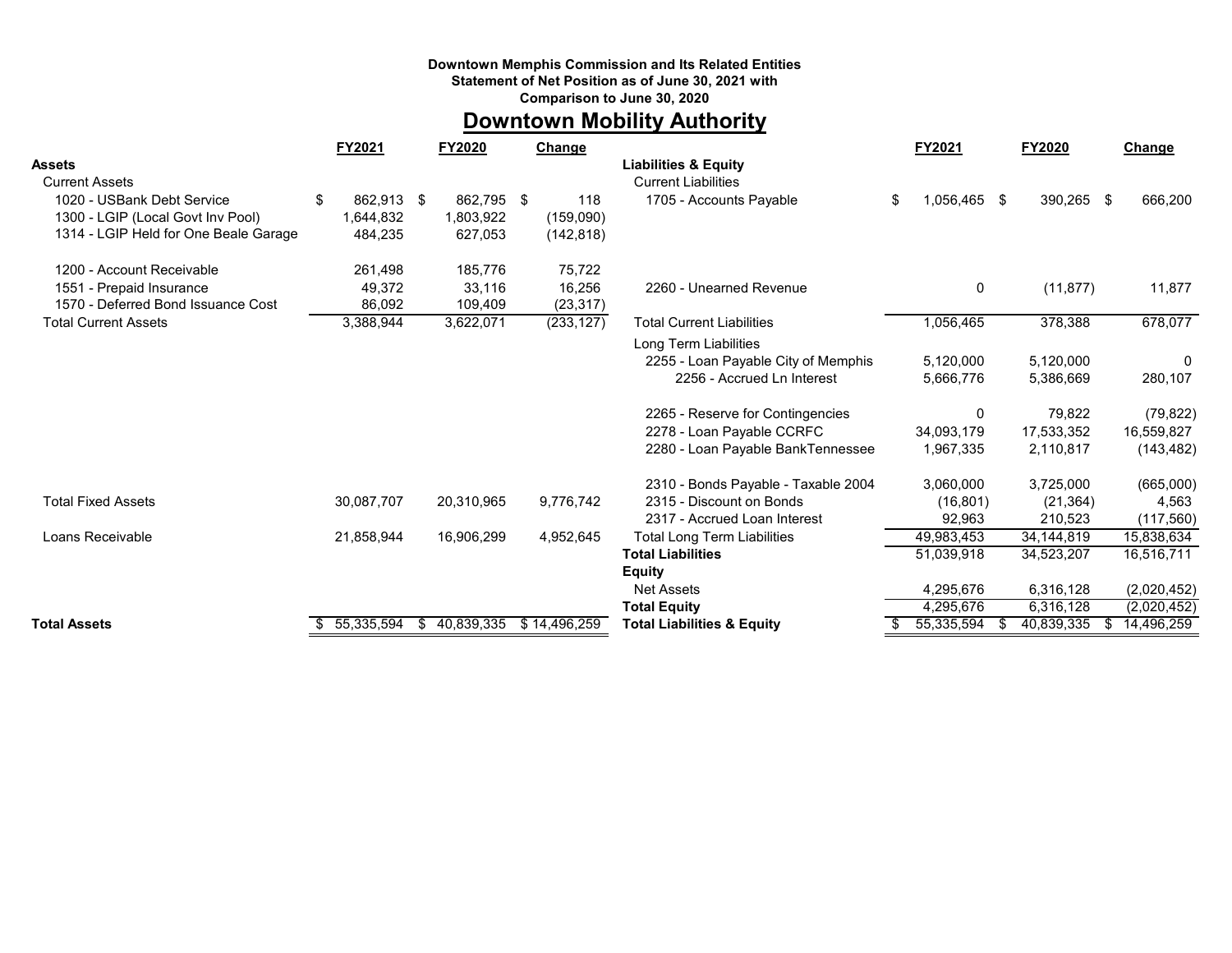**Downtown Memphis Commission and Its Related Entities**
**Statement of Net Position as of June 30, 2021 with**
**Comparison to June 30, 2020**

# Downtown Mobility Authority

| | FY2021 | FY2020 | Change |
|---|---|---|---|
| **Assets** | | | |
| Current Assets | | | |
| 1020 - USBank Debt Service | $ 862,913 | $ 862,795 | $ 118 |
| 1300 - LGIP (Local Govt Inv Pool) | 1,644,832 | 1,803,922 | (159,090) |
| 1314 - LGIP Held for One Beale Garage | 484,235 | 627,053 | (142,818) |
| 1200 - Account Receivable | 261,498 | 185,776 | 75,722 |
| 1551 - Prepaid Insurance | 49,372 | 33,116 | 16,256 |
| 1570 - Deferred Bond Issuance Cost | 86,092 | 109,409 | (23,317) |
| Total Current Assets | 3,388,944 | 3,622,071 | (233,127) |
| Total Fixed Assets | 30,087,707 | 20,310,965 | 9,776,742 |
| Loans Receivable | 21,858,944 | 16,906,299 | 4,952,645 |
| **Total Assets** | $ 55,335,594 | $ 40,839,335 | $ 14,496,259 |

| | FY2021 | FY2020 | Change |
|---|---|---|---|
| **Liabilities & Equity** | | | |
| Current Liabilities | | | |
| 1705 - Accounts Payable | $ 1,056,465 | $ 390,265 | $ 666,200 |
| 2260 - Unearned Revenue | 0 | (11,877) | 11,877 |
| Total Current Liabilities | 1,056,465 | 378,388 | 678,077 |
| Long Term Liabilities | | | |
| 2255 - Loan Payable City of Memphis | 5,120,000 | 5,120,000 | 0 |
| 2256 - Accrued Ln Interest | 5,666,776 | 5,386,669 | 280,107 |
| 2265 - Reserve for Contingencies | 0 | 79,822 | (79,822) |
| 2278 - Loan Payable CCRFC | 34,093,179 | 17,533,352 | 16,559,827 |
| 2280 - Loan Payable BankTennessee | 1,967,335 | 2,110,817 | (143,482) |
| 2310 - Bonds Payable - Taxable 2004 | 3,060,000 | 3,725,000 | (665,000) |
| 2315 - Discount on Bonds | (16,801) | (21,364) | 4,563 |
| 2317 - Accrued Loan Interest | 92,963 | 210,523 | (117,560) |
| Total Long Term Liabilities | 49,983,453 | 34,144,819 | 15,838,634 |
| **Total Liabilities** | 51,039,918 | 34,523,207 | 16,516,711 |
| **Equity** | | | |
| Net Assets | 4,295,676 | 6,316,128 | (2,020,452) |
| **Total Equity** | 4,295,676 | 6,316,128 | (2,020,452) |
| **Total Liabilities & Equity** | $ 55,335,594 | $ 40,839,335 | $ 14,496,259 |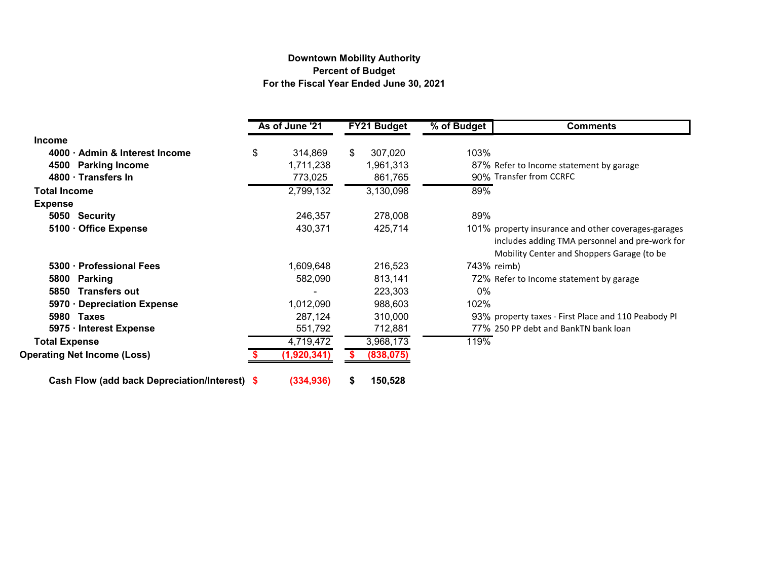**Downtown Mobility Authority**
**Percent of Budget**
**For the Fiscal Year Ended June 30, 2021**

| | As of June '21 | FY21 Budget | % of Budget | Comments |
|---|---|---|---|---|
| **Income** | | | | |
| **4000 · Admin & Interest Income** | $ 314,869 | $ 307,020 | 103% | |
| **4500 Parking Income** | 1,711,238 | 1,961,313 | 87% | Refer to Income statement by garage |
| **4800 · Transfers In** | 773,025 | 861,765 | 90% | Transfer from CCRFC |
| **Total Income** | 2,799,132 | 3,130,098 | 89% | |
| **Expense** | | | | |
| **5050 Security** | 246,357 | 278,008 | 89% | |
| **5100 · Office Expense** | 430,371 | 425,714 | 101% | property insurance and other coverages-garages |
| **5300 · Professional Fees** | 1,609,648 | 216,523 | 743% | includes adding TMA personnel and pre-work for Mobility Center and Shoppers Garage (to be reimb) |
| **5800 Parking** | 582,090 | 813,141 | 72% | Refer to Income statement by garage |
| **5850 Transfers out** | - | 223,303 | 0% | |
| **5970 · Depreciation Expense** | 1,012,090 | 988,603 | 102% | |
| **5980 Taxes** | 287,124 | 310,000 | 93% | property taxes - First Place and 110 Peabody Pl |
| **5975 · Interest Expense** | 551,792 | 712,881 | 77% | 250 PP debt and BankTN bank loan |
| **Total Expense** | 4,719,472 | 3,968,173 | 119% | |
| **Operating Net Income (Loss)** | **$ (1,920,341)** | **$ (838,075)** | | |
| **Cash Flow (add back Depreciation/Interest)** | **$ (334,936)** | **$ 150,528** | | |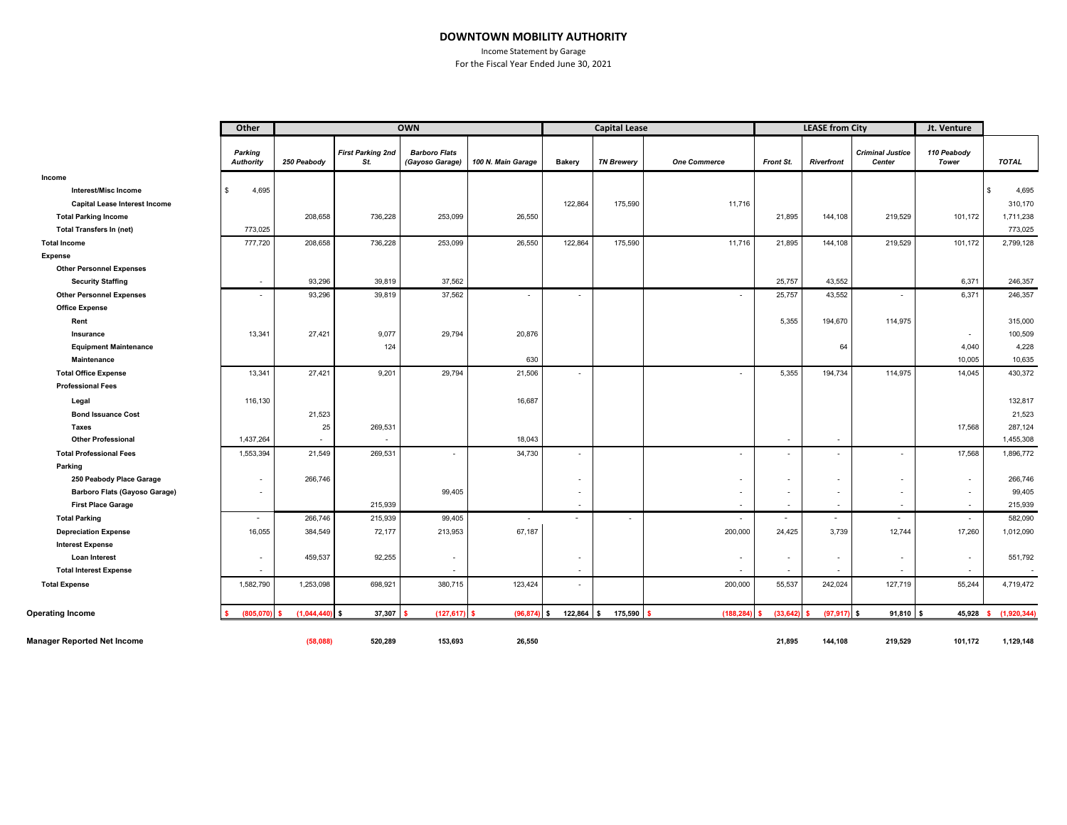## DOWNTOWN MOBILITY AUTHORITY

Income Statement by Garage

For the Fiscal Year Ended June 30, 2021

| | Other | OWN | | | | Capital Lease | | | LEASE from City | | | Jt. Venture | |
|---|---|---|---|---|---|---|---|---|---|---|---|---|---|
| | *Parking Authority* | *250 Peabody* | *First Parking 2nd St.* | *Barboro Flats (Gayoso Garage)* | *100 N. Main Garage* | *Bakery* | *TN Brewery* | *One Commerce* | *Front St.* | *Riverfront* | *Criminal Justice Center* | *110 Peabody Tower* | *TOTAL* |
| **Income** | | | | | | | | | | | | | |
| **Interest/Misc Income** | $ 4,695 | | | | | | | | | | | | $ 4,695 |
| **Capital Lease Interest Income** | | | | | | 122,864 | 175,590 | 11,716 | | | | | 310,170 |
| **Total Parking Income** | | 208,658 | 736,228 | 253,099 | 26,550 | | | | 21,895 | 144,108 | 219,529 | 101,172 | 1,711,238 |
| **Total Transfers In (net)** | 773,025 | | | | | | | | | | | | 773,025 |
| **Total Income** | 777,720 | 208,658 | 736,228 | 253,099 | 26,550 | 122,864 | 175,590 | 11,716 | 21,895 | 144,108 | 219,529 | 101,172 | 2,799,128 |
| **Expense** | | | | | | | | | | | | | |
| **Other Personnel Expenses** | | | | | | | | | | | | | |
| **Security Staffing** | - | 93,296 | 39,819 | 37,562 | | | | | 25,757 | 43,552 | | 6,371 | 246,357 |
| **Other Personnel Expenses** | - | 93,296 | 39,819 | 37,562 | - | - | | - | 25,757 | 43,552 | - | 6,371 | 246,357 |
| **Office Expense** | | | | | | | | | | | | | |
| **Rent** | | | | | | | | | 5,355 | 194,670 | 114,975 | | 315,000 |
| **Insurance** | 13,341 | 27,421 | 9,077 | 29,794 | 20,876 | | | | | | | - | 100,509 |
| **Equipment Maintenance** | | | 124 | | | | | | | 64 | | 4,040 | 4,228 |
| **Maintenance** | | | | | 630 | | | | | | | 10,005 | 10,635 |
| **Total Office Expense** | 13,341 | 27,421 | 9,201 | 29,794 | 21,506 | - | | - | 5,355 | 194,734 | 114,975 | 14,045 | 430,372 |
| **Professional Fees** | | | | | | | | | | | | | |
| **Legal** | 116,130 | | | | 16,687 | | | | | | | | 132,817 |
| **Bond Issuance Cost** | | 21,523 | | | | | | | | | | | 21,523 |
| **Taxes** | | 25 | 269,531 | | | | | | | | | 17,568 | 287,124 |
| **Other Professional** | 1,437,264 | - | - | | 18,043 | | | | - | - | | | 1,455,308 |
| **Total Professional Fees** | 1,553,394 | 21,549 | 269,531 | - | 34,730 | - | | - | - | - | - | 17,568 | 1,896,772 |
| **Parking** | | | | | | | | | | | | | |
| **250 Peabody Place Garage** | - | 266,746 | | | | - | | - | - | - | - | - | 266,746 |
| **Barboro Flats (Gayoso Garage)** | - | | | 99,405 | | - | | - | - | - | - | - | 99,405 |
| **First Place Garage** | | | 215,939 | | | - | | - | - | - | - | - | 215,939 |
| **Total Parking** | - | 266,746 | 215,939 | 99,405 | - | - | - | - | - | - | - | - | 582,090 |
| **Depreciation Expense** | 16,055 | 384,549 | 72,177 | 213,953 | 67,187 | | | 200,000 | 24,425 | 3,739 | 12,744 | 17,260 | 1,012,090 |
| **Interest Expense** | | | | | | | | | | | | | |
| **Loan Interest** | - | 459,537 | 92,255 | - | | - | | - | - | - | - | - | 551,792 |
| **Total Interest Expense** | - | | | - | | - | | - | - | - | - | - | - |
| **Total Expense** | 1,582,790 | 1,253,098 | 698,921 | 380,715 | 123,424 | - | | 200,000 | 55,537 | 242,024 | 127,719 | 55,244 | 4,719,472 |
| **Operating Income** | $ (805,070) | $ (1,044,440) | $ 37,307 | $ (127,617) | $ (96,874) | $ 122,864 | $ 175,590 | $ (188,284) | $ (33,642) | $ (97,917) | $ 91,810 | $ 45,928 | $ (1,920,344) |
| **Manager Reported Net Income** | | (58,088) | 520,289 | 153,693 | 26,550 | | | | 21,895 | 144,108 | 219,529 | 101,172 | 1,129,148 |